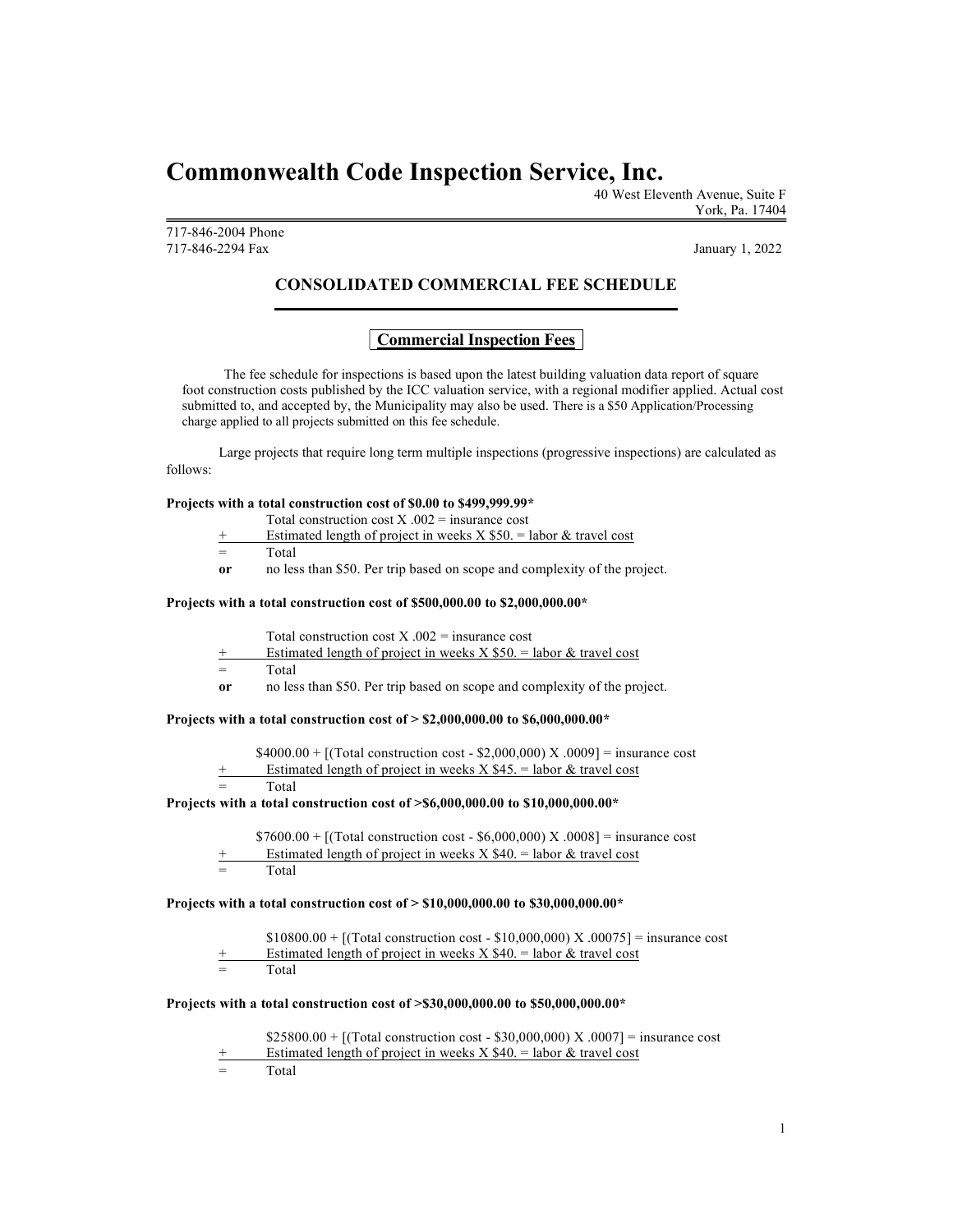# Commonwealth Code Inspection Service, Inc.

40 West Eleventh Avenue, Suite F
York, Pa. 17404

717-846-2004 Phone
717-846-2294 Fax

January 1, 2022

## CONSOLIDATED COMMERCIAL FEE SCHEDULE

### Commercial Inspection Fees

The fee schedule for inspections is based upon the latest building valuation data report of square foot construction costs published by the ICC valuation service, with a regional modifier applied. Actual cost submitted to, and accepted by, the Municipality may also be used. There is a $50 Application/Processing charge applied to all projects submitted on this fee schedule.

Large projects that require long term multiple inspections (progressive inspections) are calculated as follows:

**Projects with a total construction cost of $0.00 to $499,999.99***

Total construction cost X .002 = insurance cost
\+ Estimated length of project in weeks X $50. = labor & travel cost
= Total
**or** no less than $50. Per trip based on scope and complexity of the project.

**Projects with a total construction cost of $500,000.00 to $2,000,000.00***

Total construction cost X .002 = insurance cost
\+ Estimated length of project in weeks X $50. = labor & travel cost
= Total
**or** no less than $50. Per trip based on scope and complexity of the project.

**Projects with a total construction cost of > $2,000,000.00 to $6,000,000.00***

$4000.00 + [(Total construction cost - $2,000,000) X .0009] = insurance cost
\+ Estimated length of project in weeks X $45. = labor & travel cost
= Total

**Projects with a total construction cost of >$6,000,000.00 to $10,000,000.00***

$7600.00 + [(Total construction cost - $6,000,000) X .0008] = insurance cost
\+ Estimated length of project in weeks X $40. = labor & travel cost
= Total

**Projects with a total construction cost of > $10,000,000.00 to $30,000,000.00***

$10800.00 + [(Total construction cost - $10,000,000) X .00075] = insurance cost
\+ Estimated length of project in weeks X $40. = labor & travel cost
= Total

**Projects with a total construction cost of >$30,000,000.00 to $50,000,000.00***

$25800.00 + [(Total construction cost - $30,000,000) X .0007] = insurance cost
\+ Estimated length of project in weeks X $40. = labor & travel cost
= Total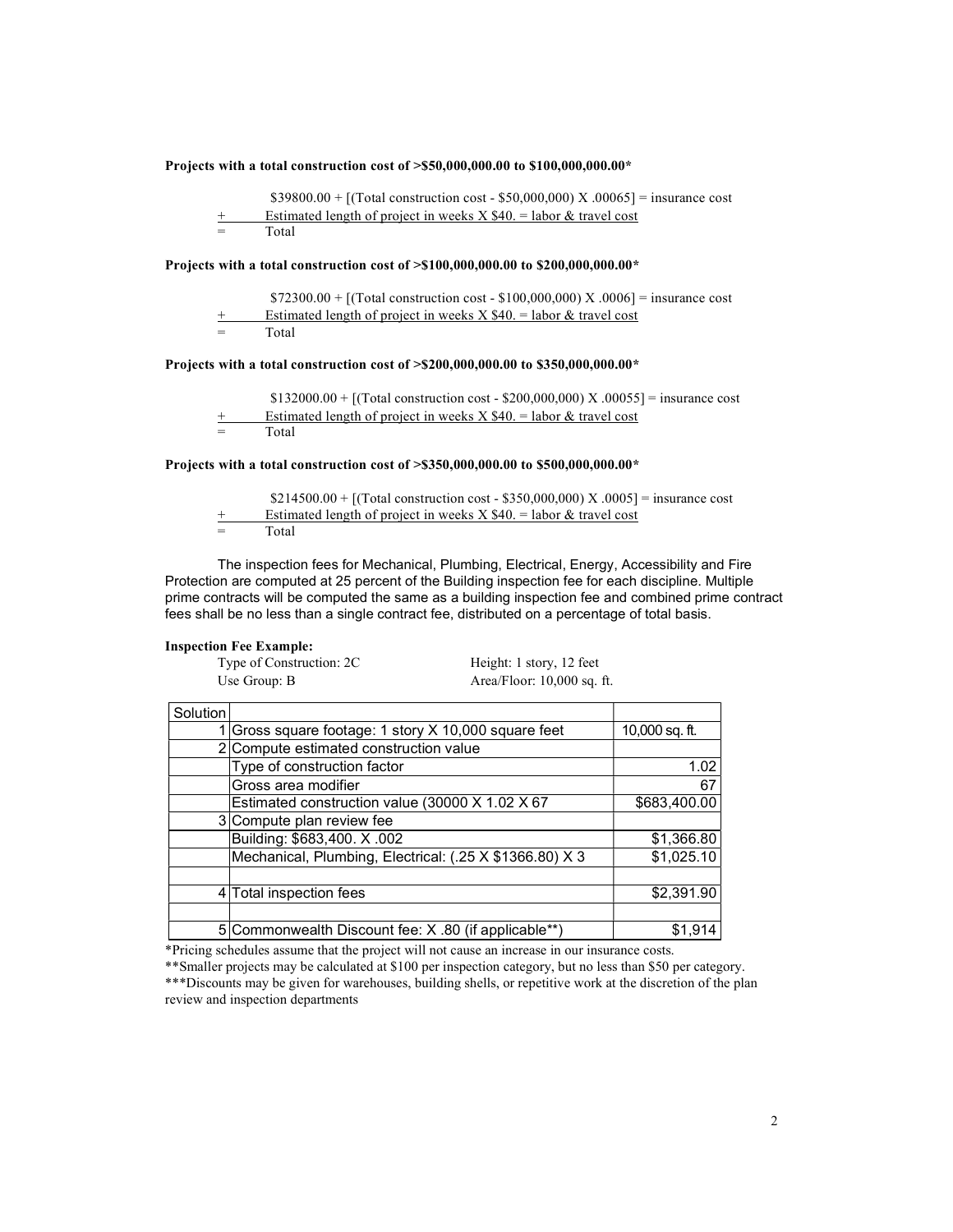**Projects with a total construction cost of >$50,000,000.00 to $100,000,000.00***

$39800.00 + [(Total construction cost - $50,000,000) X .00065] = insurance cost
\+ Estimated length of project in weeks X $40. = labor & travel cost
= Total

**Projects with a total construction cost of >$100,000,000.00 to $200,000,000.00***

$72300.00 + [(Total construction cost - $100,000,000) X .0006] = insurance cost
\+ Estimated length of project in weeks X $40. = labor & travel cost
= Total

**Projects with a total construction cost of >$200,000,000.00 to $350,000,000.00***

$132000.00 + [(Total construction cost - $200,000,000) X .00055] = insurance cost
\+ Estimated length of project in weeks X $40. = labor & travel cost
= Total

**Projects with a total construction cost of >$350,000,000.00 to $500,000,000.00***

$214500.00 + [(Total construction cost - $350,000,000) X .0005] = insurance cost
\+ Estimated length of project in weeks X $40. = labor & travel cost
= Total

The inspection fees for Mechanical, Plumbing, Electrical, Energy, Accessibility and Fire Protection are computed at 25 percent of the Building inspection fee for each discipline. Multiple prime contracts will be computed the same as a building inspection fee and combined prime contract fees shall be no less than a single contract fee, distributed on a percentage of total basis.

**Inspection Fee Example:**

Type of Construction: 2C — Height: 1 story, 12 feet
Use Group: B — Area/Floor: 10,000 sq. ft.

| Solution | | |
|---|---|---|
| 1 | Gross square footage: 1 story X 10,000 square feet | 10,000 sq. ft. |
| 2 | Compute estimated construction value | |
| | Type of construction factor | 1.02 |
| | Gross area modifier | 67 |
| | Estimated construction value (30000 X 1.02 X 67 | $683,400.00 |
| 3 | Compute plan review fee | |
| | Building: $683,400. X .002 | $1,366.80 |
| | Mechanical, Plumbing, Electrical: (.25 X $1366.80) X 3 | $1,025.10 |
| | | |
| 4 | Total inspection fees | $2,391.90 |
| | | |
| 5 | Commonwealth Discount fee: X .80 (if applicable**) | $1,914 |

*Pricing schedules assume that the project will not cause an increase in our insurance costs.
**Smaller projects may be calculated at $100 per inspection category, but no less than $50 per category.
***Discounts may be given for warehouses, building shells, or repetitive work at the discretion of the plan review and inspection departments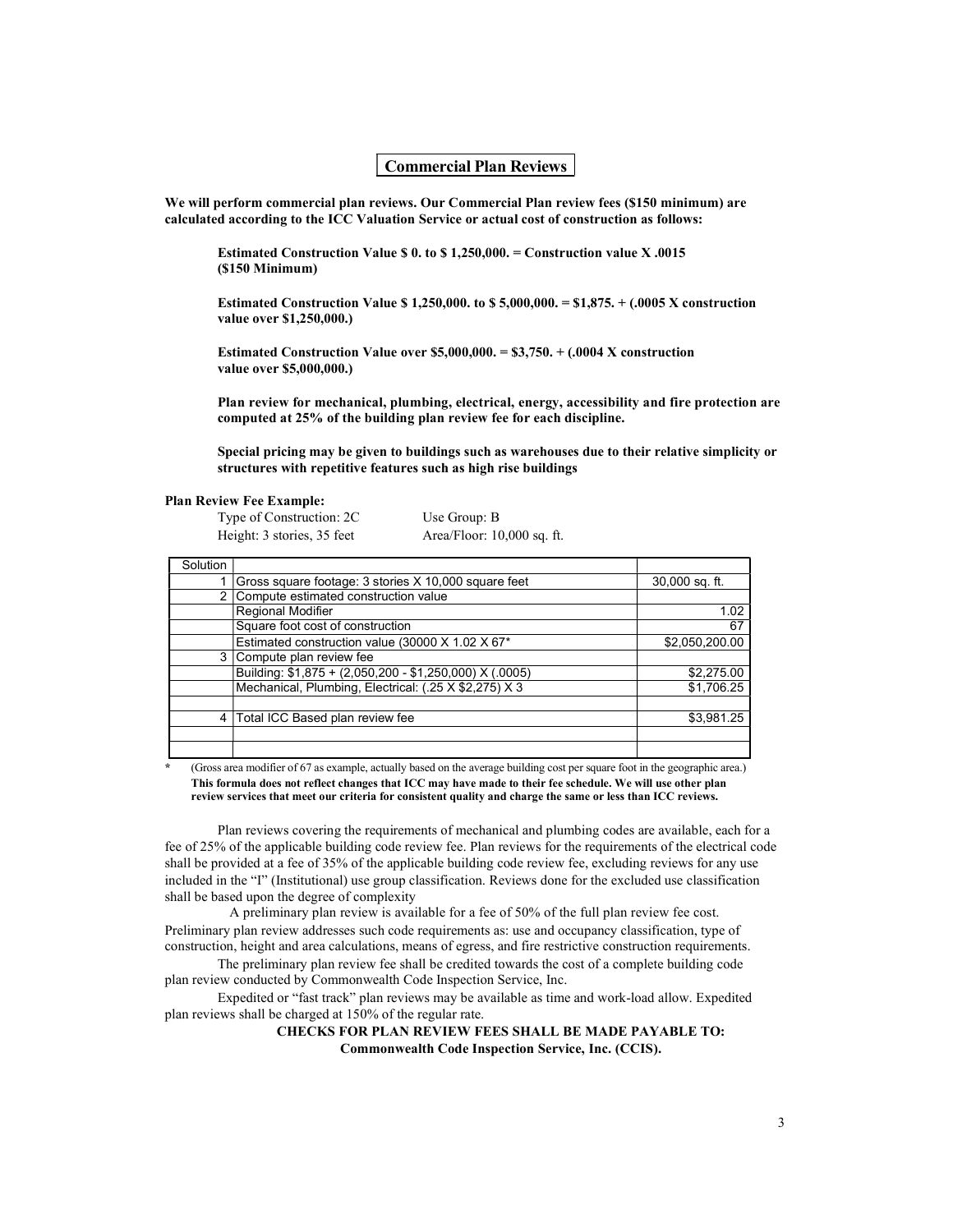## Commercial Plan Reviews

**We will perform commercial plan reviews. Our Commercial Plan review fees ($150 minimum) are calculated according to the ICC Valuation Service or actual cost of construction as follows:**

**Estimated Construction Value $ 0. to $ 1,250,000. = Construction value X .0015 ($150 Minimum)**

**Estimated Construction Value $ 1,250,000. to $ 5,000,000. = $1,875. + (.0005 X construction value over $1,250,000.)**

**Estimated Construction Value over $5,000,000. = $3,750. + (.0004 X construction value over $5,000,000.)**

**Plan review for mechanical, plumbing, electrical, energy, accessibility and fire protection are computed at 25% of the building plan review fee for each discipline.**

**Special pricing may be given to buildings such as warehouses due to their relative simplicity or structures with repetitive features such as high rise buildings**

**Plan Review Fee Example:**

Type of Construction: 2C Use Group: B
Height: 3 stories, 35 feet Area/Floor: 10,000 sq. ft.

| Solution | | |
|---|---|---|
| 1 | Gross square footage: 3 stories X 10,000 square feet | 30,000 sq. ft. |
| 2 | Compute estimated construction value | |
| | Regional Modifier | 1.02 |
| | Square foot cost of construction | 67 |
| | Estimated construction value (30000 X 1.02 X 67* | $2,050,200.00 |
| 3 | Compute plan review fee | |
| | Building: $1,875 + (2,050,200 - $1,250,000) X (.0005) | $2,275.00 |
| | Mechanical, Plumbing, Electrical: (.25 X $2,275) X 3 | $1,706.25 |
| | | |
| 4 | Total ICC Based plan review fee | $3,981.25 |
| | | |
| | | |

\* (Gross area modifier of 67 as example, actually based on the average building cost per square foot in the geographic area.)
**This formula does not reflect changes that ICC may have made to their fee schedule. We will use other plan review services that meet our criteria for consistent quality and charge the same or less than ICC reviews.**

Plan reviews covering the requirements of mechanical and plumbing codes are available, each for a fee of 25% of the applicable building code review fee. Plan reviews for the requirements of the electrical code shall be provided at a fee of 35% of the applicable building code review fee, excluding reviews for any use included in the "I" (Institutional) use group classification. Reviews done for the excluded use classification shall be based upon the degree of complexity

A preliminary plan review is available for a fee of 50% of the full plan review fee cost. Preliminary plan review addresses such code requirements as: use and occupancy classification, type of construction, height and area calculations, means of egress, and fire restrictive construction requirements.

The preliminary plan review fee shall be credited towards the cost of a complete building code plan review conducted by Commonwealth Code Inspection Service, Inc.

Expedited or "fast track" plan reviews may be available as time and work-load allow. Expedited plan reviews shall be charged at 150% of the regular rate.

**CHECKS FOR PLAN REVIEW FEES SHALL BE MADE PAYABLE TO:**
**Commonwealth Code Inspection Service, Inc. (CCIS).**